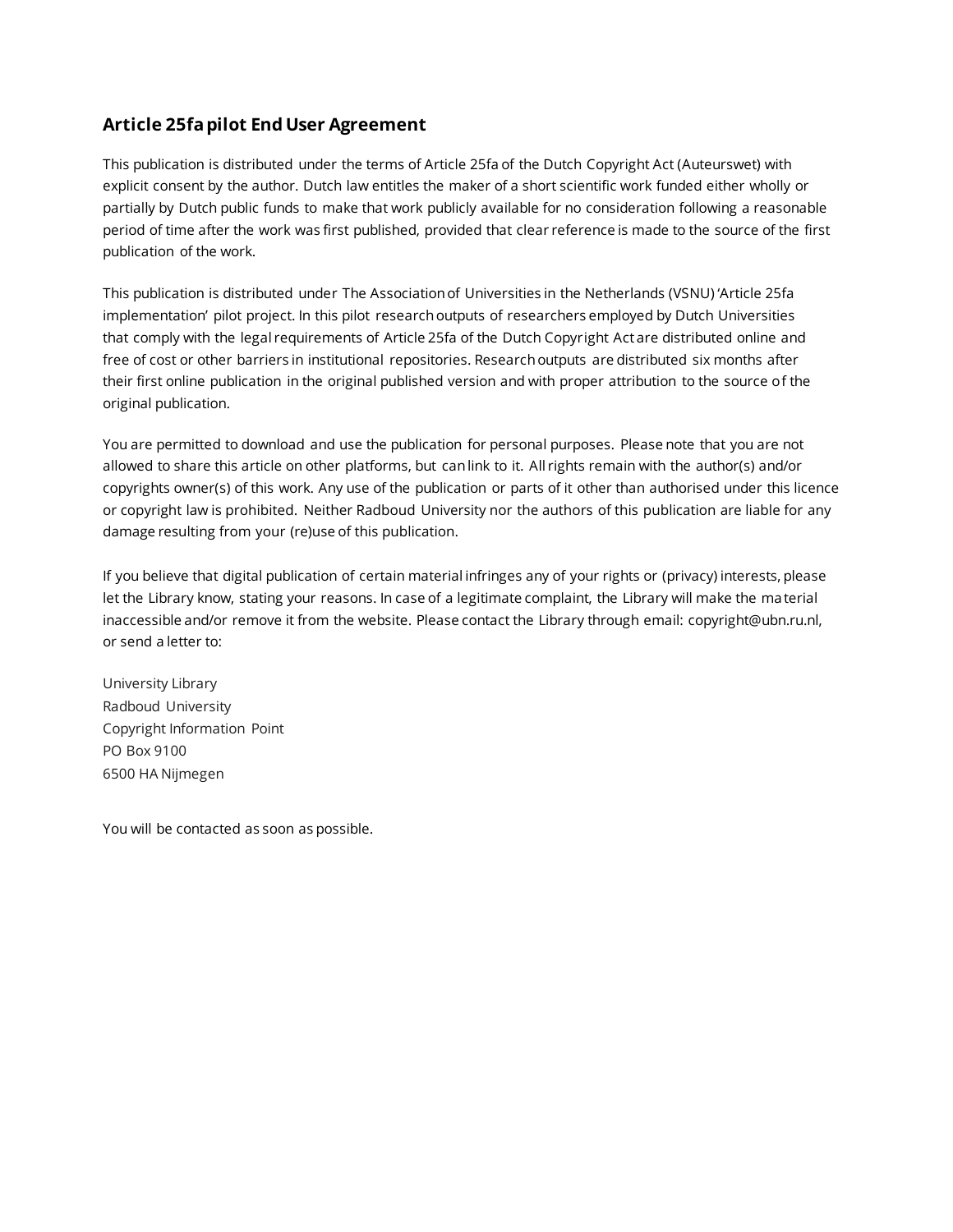## Article 25fa pilot End User Agreement

This publication is distributed under the terms of Article 25fa of the Dutch Copyright Act (Auteurswet) with explicit consent by the author. Dutch law entitles the maker of a short scientific work funded either wholly or partially by Dutch public funds to make that work publicly available for no consideration following a reasonable period of time after the work was first published, provided that clear reference is made to the source of the first publication of the work.

This publication is distributed under The Association of Universities in the Netherlands (VSNU) 'Article 25fa implementation' pilot project. In this pilot research outputs of researchers employed by Dutch Universities that comply with the legal requirements of Article 25fa of the Dutch Copyright Act are distributed online and free of cost or other barriers in institutional repositories. Research outputs are distributed six months after their first online publication in the original published version and with proper attribution to the source of the original publication.

You are permitted to download and use the publication for personal purposes. Please note that you are not allowed to share this article on other platforms, but can link to it. All rights remain with the author(s) and/or copyrights owner(s) of this work. Any use of the publication or parts of it other than authorised under this licence or copyright law is prohibited. Neither Radboud University nor the authors of this publication are liable for any damage resulting from your (re)use of this publication.

If you believe that digital publication of certain material infringes any of your rights or (privacy) interests, please let the Library know, stating your reasons. In case of a legitimate complaint, the Library will make the material inaccessible and/or remove it from the website. Please contact the Library through email: copyright@ubn.ru.nl, or send a letter to:

University Library
Radboud University
Copyright Information Point
PO Box 9100
6500 HA Nijmegen

You will be contacted as soon as possible.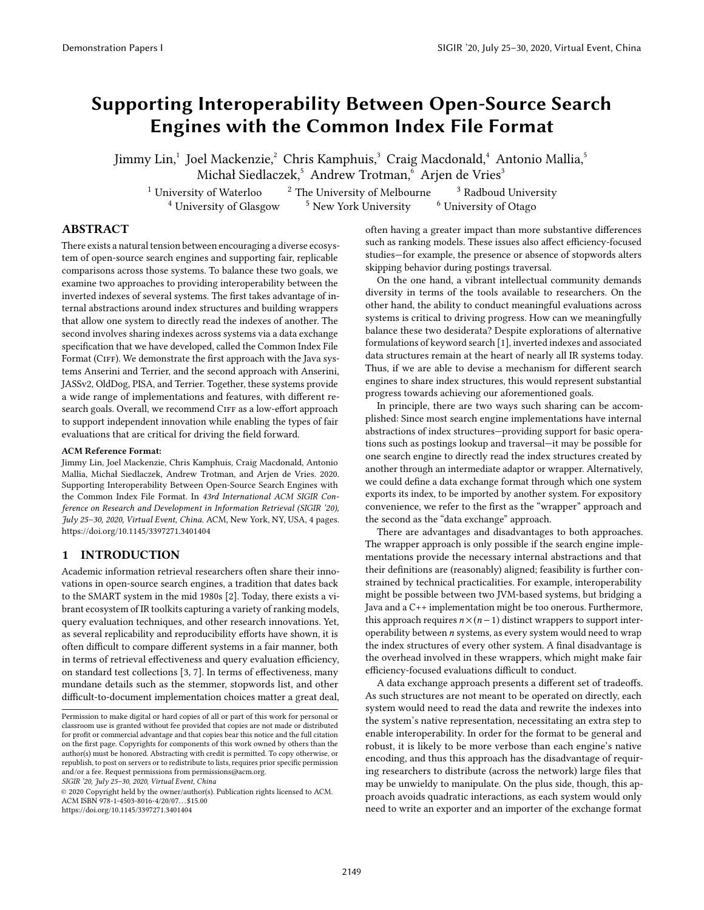# Supporting Interoperability Between Open-Source Search Engines with the Common Index File Format

Jimmy Lin,[1] Joel Mackenzie,[2] Chris Kamphuis,[3] Craig Macdonald,[4] Antonio Mallia,[5] Michał Siedlaczek,[5] Andrew Trotman,[6] Arjen de Vries[3]

[1] University of Waterloo [2] The University of Melbourne [3] Radboud University
[4] University of Glasgow [5] New York University [6] University of Otago

## ABSTRACT

There exists a natural tension between encouraging a diverse ecosystem of open-source search engines and supporting fair, replicable comparisons across those systems. To balance these two goals, we examine two approaches to providing interoperability between the inverted indexes of several systems. The first takes advantage of internal abstractions around index structures and building wrappers that allow one system to directly read the indexes of another. The second involves sharing indexes across systems via a data exchange specification that we have developed, called the Common Index File Format (CIFF). We demonstrate the first approach with the Java systems Anserini and Terrier, and the second approach with Anserini, JASSv2, OldDog, PISA, and Terrier. Together, these systems provide a wide range of implementations and features, with different research goals. Overall, we recommend CIFF as a low-effort approach to support independent innovation while enabling the types of fair evaluations that are critical for driving the field forward.

**ACM Reference Format:**
Jimmy Lin, Joel Mackenzie, Chris Kamphuis, Craig Macdonald, Antonio Mallia, Michał Siedlaczek, Andrew Trotman, and Arjen de Vries. 2020. Supporting Interoperability Between Open-Source Search Engines with the Common Index File Format. In *43rd International ACM SIGIR Conference on Research and Development in Information Retrieval (SIGIR '20), July 25–30, 2020, Virtual Event, China.* ACM, New York, NY, USA, 4 pages. https://doi.org/10.1145/3397271.3401404

## 1 INTRODUCTION

Academic information retrieval researchers often share their innovations in open-source search engines, a tradition that dates back to the SMART system in the mid 1980s [2]. Today, there exists a vibrant ecosystem of IR toolkits capturing a variety of ranking models, query evaluation techniques, and other research innovations. Yet, as several replicability and reproducibility efforts have shown, it is often difficult to compare different systems in a fair manner, both in terms of retrieval effectiveness and query evaluation efficiency, on standard test collections [3, 7]. In terms of effectiveness, many mundane details such as the stemmer, stopwords list, and other difficult-to-document implementation choices matter a great deal, often having a greater impact than more substantive differences such as ranking models. These issues also affect efficiency-focused studies—for example, the presence or absence of stopwords alters skipping behavior during postings traversal.

On the one hand, a vibrant intellectual community demands diversity in terms of the tools available to researchers. On the other hand, the ability to conduct meaningful evaluations across systems is critical to driving progress. How can we meaningfully balance these two desiderata? Despite explorations of alternative formulations of keyword search [1], inverted indexes and associated data structures remain at the heart of nearly all IR systems today. Thus, if we are able to devise a mechanism for different search engines to share index structures, this would represent substantial progress towards achieving our aforementioned goals.

In principle, there are two ways such sharing can be accomplished: Since most search engine implementations have internal abstractions of index structures—providing support for basic operations such as postings lookup and traversal—it may be possible for one search engine to directly read the index structures created by another through an intermediate adaptor or wrapper. Alternatively, we could define a data exchange format through which one system exports its index, to be imported by another system. For expository convenience, we refer to the first as the "wrapper" approach and the second as the "data exchange" approach.

There are advantages and disadvantages to both approaches. The wrapper approach is only possible if the search engine implementations provide the necessary internal abstractions and that their definitions are (reasonably) aligned; feasibility is further constrained by technical practicalities. For example, interoperability might be possible between two JVM-based systems, but bridging a Java and a C++ implementation might be too onerous. Furthermore, this approach requires $n \times (n-1)$ distinct wrappers to support interoperability between $n$ systems, as every system would need to wrap the index structures of every other system. A final disadvantage is the overhead involved in these wrappers, which might make fair efficiency-focused evaluations difficult to conduct.

A data exchange approach presents a different set of tradeoffs. As such structures are not meant to be operated on directly, each system would need to read the data and rewrite the indexes into the system's native representation, necessitating an extra step to enable interoperability. In order for the format to be general and robust, it is likely to be more verbose than each engine's native encoding, and thus this approach has the disadvantage of requiring researchers to distribute (across the network) large files that may be unwieldy to manipulate. On the plus side, though, this approach avoids quadratic interactions, as each system would only need to write an exporter and an importer of the exchange format

Permission to make digital or hard copies of all or part of this work for personal or classroom use is granted without fee provided that copies are not made or distributed for profit or commercial advantage and that copies bear this notice and the full citation on the first page. Copyrights for components of this work owned by others than the author(s) must be honored. Abstracting with credit is permitted. To copy otherwise, or republish, to post on servers or to redistribute to lists, requires prior specific permission and/or a fee. Request permissions from permissions@acm.org.
*SIGIR '20, July 25–30, 2020, Virtual Event, China*
© 2020 Copyright held by the owner/author(s). Publication rights licensed to ACM.
ACM ISBN 978-1-4503-8016-4/20/07…$15.00
https://doi.org/10.1145/3397271.3401404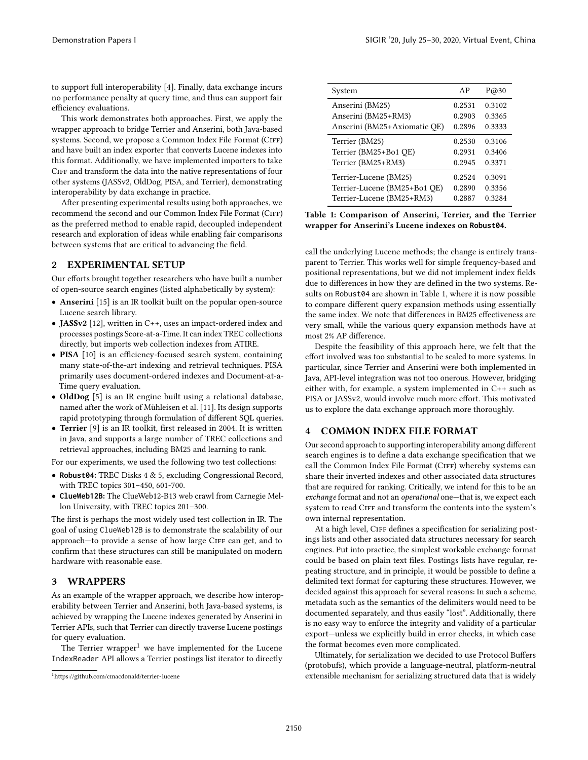to support full interoperability [4]. Finally, data exchange incurs no performance penalty at query time, and thus can support fair efficiency evaluations.

This work demonstrates both approaches. First, we apply the wrapper approach to bridge Terrier and Anserini, both Java-based systems. Second, we propose a Common Index File Format (CIFF) and have built an index exporter that converts Lucene indexes into this format. Additionally, we have implemented importers to take CIFF and transform the data into the native representations of four other systems (JASSv2, OldDog, PISA, and Terrier), demonstrating interoperability by data exchange in practice.

After presenting experimental results using both approaches, we recommend the second and our Common Index File Format (CIFF) as the preferred method to enable rapid, decoupled independent research and exploration of ideas while enabling fair comparisons between systems that are critical to advancing the field.

## 2 EXPERIMENTAL SETUP

Our efforts brought together researchers who have built a number of open-source search engines (listed alphabetically by system):

- **Anserini** [15] is an IR toolkit built on the popular open-source Lucene search library.
- **JASSv2** [12], written in C++, uses an impact-ordered index and processes postings Score-at-a-Time. It can index TREC collections directly, but imports web collection indexes from ATIRE.
- **PISA** [10] is an efficiency-focused search system, containing many state-of-the-art indexing and retrieval techniques. PISA primarily uses document-ordered indexes and Document-at-a-Time query evaluation.
- **OldDog** [5] is an IR engine built using a relational database, named after the work of Mühleisen et al. [11]. Its design supports rapid prototyping through formulation of different SQL queries.
- **Terrier** [9] is an IR toolkit, first released in 2004. It is written in Java, and supports a large number of TREC collections and retrieval approaches, including BM25 and learning to rank.

For our experiments, we used the following two test collections:

- **Robust04:** TREC Disks 4 & 5, excluding Congressional Record, with TREC topics 301–450, 601-700.
- **ClueWeb12B:** The ClueWeb12-B13 web crawl from Carnegie Mellon University, with TREC topics 201–300.

The first is perhaps the most widely used test collection in IR. The goal of using ClueWeb12B is to demonstrate the scalability of our approach—to provide a sense of how large CIFF can get, and to confirm that these structures can still be manipulated on modern hardware with reasonable ease.

## 3 WRAPPERS

As an example of the wrapper approach, we describe how interoperability between Terrier and Anserini, both Java-based systems, is achieved by wrapping the Lucene indexes generated by Anserini in Terrier APIs, such that Terrier can directly traverse Lucene postings for query evaluation.

The Terrier wrapper[1] we have implemented for the Lucene IndexReader API allows a Terrier postings list iterator to directly call the underlying Lucene methods; the change is entirely transparent to Terrier. This works well for simple frequency-based and positional representations, but we did not implement index fields due to differences in how they are defined in the two systems. Results on Robust04 are shown in Table 1, where it is now possible to compare different query expansion methods using essentially the same index. We note that differences in BM25 effectiveness are very small, while the various query expansion methods have at most 2% AP difference.

| System | AP | P@30 |
|---|---|---|
| Anserini (BM25) | 0.2531 | 0.3102 |
| Anserini (BM25+RM3) | 0.2903 | 0.3365 |
| Anserini (BM25+Axiomatic QE) | 0.2896 | 0.3333 |
| Terrier (BM25) | 0.2530 | 0.3106 |
| Terrier (BM25+Bo1 QE) | 0.2931 | 0.3406 |
| Terrier (BM25+RM3) | 0.2945 | 0.3371 |
| Terrier-Lucene (BM25) | 0.2524 | 0.3091 |
| Terrier-Lucene (BM25+Bo1 QE) | 0.2890 | 0.3356 |
| Terrier-Lucene (BM25+RM3) | 0.2887 | 0.3284 |

**Table 1: Comparison of Anserini, Terrier, and the Terrier wrapper for Anserini's Lucene indexes on Robust04.**

Despite the feasibility of this approach here, we felt that the effort involved was too substantial to be scaled to more systems. In particular, since Terrier and Anserini were both implemented in Java, API-level integration was not too onerous. However, bridging either with, for example, a system implemented in C++ such as PISA or JASSv2, would involve much more effort. This motivated us to explore the data exchange approach more thoroughly.

## 4 COMMON INDEX FILE FORMAT

Our second approach to supporting interoperability among different search engines is to define a data exchange specification that we call the Common Index File Format (CIFF) whereby systems can share their inverted indexes and other associated data structures that are required for ranking. Critically, we intend for this to be an *exchange* format and not an *operational* one—that is, we expect each system to read CIFF and transform the contents into the system's own internal representation.

At a high level, CIFF defines a specification for serializing postings lists and other associated data structures necessary for search engines. Put into practice, the simplest workable exchange format could be based on plain text files. Postings lists have regular, repeating structure, and in principle, it would be possible to define a delimited text format for capturing these structures. However, we decided against this approach for several reasons: In such a scheme, metadata such as the semantics of the delimiters would need to be documented separately, and thus easily "lost". Additionally, there is no easy way to enforce the integrity and validity of a particular export—unless we explicitly build in error checks, in which case the format becomes even more complicated.

Ultimately, for serialization we decided to use Protocol Buffers (protobufs), which provide a language-neutral, platform-neutral extensible mechanism for serializing structured data that is widely

[1] https://github.com/cmacdonald/terrier-lucene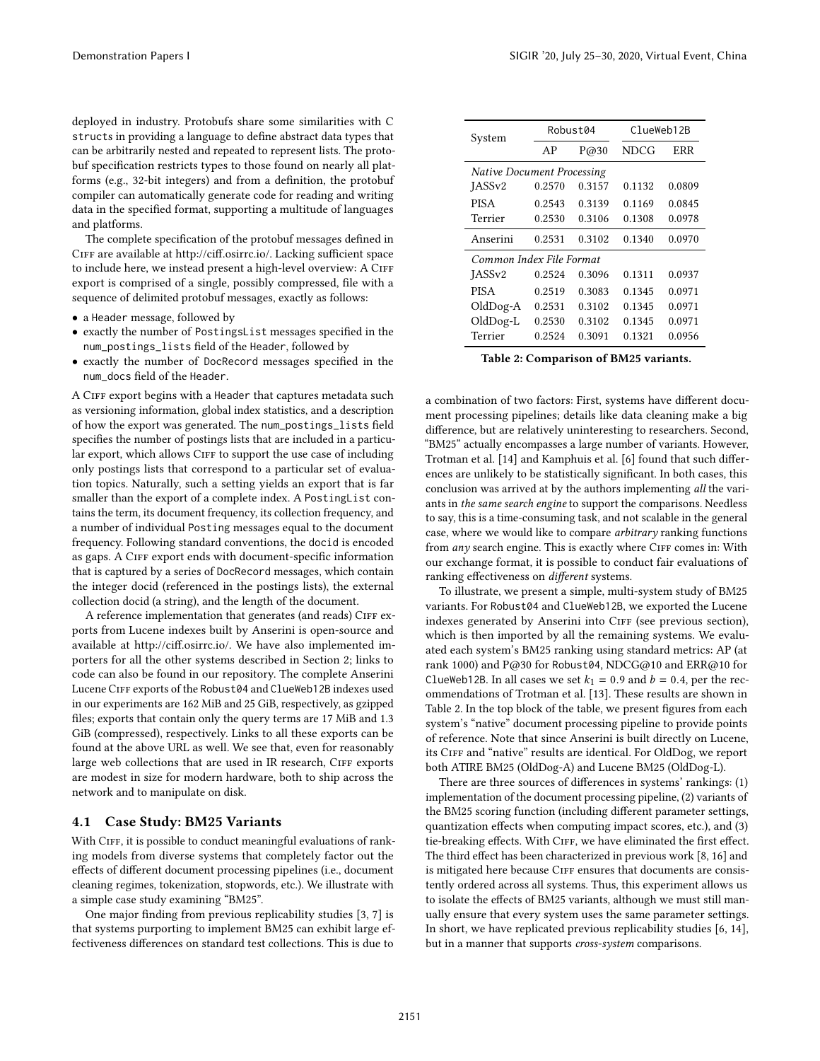deployed in industry. Protobufs share some similarities with C structs in providing a language to define abstract data types that can be arbitrarily nested and repeated to represent lists. The protobuf specification restricts types to those found on nearly all platforms (e.g., 32-bit integers) and from a definition, the protobuf compiler can automatically generate code for reading and writing data in the specified format, supporting a multitude of languages and platforms.

The complete specification of the protobuf messages defined in CIFF are available at http://ciff.osirrc.io/. Lacking sufficient space to include here, we instead present a high-level overview: A CIFF export is comprised of a single, possibly compressed, file with a sequence of delimited protobuf messages, exactly as follows:

- a Header message, followed by
- exactly the number of PostingsList messages specified in the num_postings_lists field of the Header, followed by
- exactly the number of DocRecord messages specified in the num_docs field of the Header.

A CIFF export begins with a Header that captures metadata such as versioning information, global index statistics, and a description of how the export was generated. The num_postings_lists field specifies the number of postings lists that are included in a particular export, which allows CIFF to support the use case of including only postings lists that correspond to a particular set of evaluation topics. Naturally, such a setting yields an export that is far smaller than the export of a complete index. A PostingList contains the term, its document frequency, its collection frequency, and a number of individual Posting messages equal to the document frequency. Following standard conventions, the docid is encoded as gaps. A CIFF export ends with document-specific information that is captured by a series of DocRecord messages, which contain the integer docid (referenced in the postings lists), the external collection docid (a string), and the length of the document.

A reference implementation that generates (and reads) CIFF exports from Lucene indexes built by Anserini is open-source and available at http://ciff.osirrc.io/. We have also implemented importers for all the other systems described in Section 2; links to code can also be found in our repository. The complete Anserini Lucene CIFF exports of the Robust04 and ClueWeb12B indexes used in our experiments are 162 MiB and 25 GiB, respectively, as gzipped files; exports that contain only the query terms are 17 MiB and 1.3 GiB (compressed), respectively. Links to all these exports can be found at the above URL as well. We see that, even for reasonably large web collections that are used in IR research, CIFF exports are modest in size for modern hardware, both to ship across the network and to manipulate on disk.

### 4.1 Case Study: BM25 Variants

With CIFF, it is possible to conduct meaningful evaluations of ranking models from diverse systems that completely factor out the effects of different document processing pipelines (i.e., document cleaning regimes, tokenization, stopwords, etc.). We illustrate with a simple case study examining "BM25".

One major finding from previous replicability studies [3, 7] is that systems purporting to implement BM25 can exhibit large effectiveness differences on standard test collections. This is due to a combination of two factors: First, systems have different document processing pipelines; details like data cleaning make a big difference, but are relatively uninteresting to researchers. Second, "BM25" actually encompasses a large number of variants. However, Trotman et al. [14] and Kamphuis et al. [6] found that such differences are unlikely to be statistically significant. In both cases, this conclusion was arrived at by the authors implementing *all* the variants in *the same search engine* to support the comparisons. Needless to say, this is a time-consuming task, and not scalable in the general case, where we would like to compare *arbitrary* ranking functions from *any* search engine. This is exactly where CIFF comes in: With our exchange format, it is possible to conduct fair evaluations of ranking effectiveness on *different* systems.

| System | Robust04 | | ClueWeb12B | |
|---|---|---|---|---|
| | AP | P@30 | NDCG | ERR |
| *Native Document Processing* | | | | |
| JASSv2 | 0.2570 | 0.3157 | 0.1132 | 0.0809 |
| PISA | 0.2543 | 0.3139 | 0.1169 | 0.0845 |
| Terrier | 0.2530 | 0.3106 | 0.1308 | 0.0978 |
| Anserini | 0.2531 | 0.3102 | 0.1340 | 0.0970 |
| *Common Index File Format* | | | | |
| JASSv2 | 0.2524 | 0.3096 | 0.1311 | 0.0937 |
| PISA | 0.2519 | 0.3083 | 0.1345 | 0.0971 |
| OldDog-A | 0.2531 | 0.3102 | 0.1345 | 0.0971 |
| OldDog-L | 0.2530 | 0.3102 | 0.1345 | 0.0971 |
| Terrier | 0.2524 | 0.3091 | 0.1321 | 0.0956 |

**Table 2: Comparison of BM25 variants.**

To illustrate, we present a simple, multi-system study of BM25 variants. For Robust04 and ClueWeb12B, we exported the Lucene indexes generated by Anserini into CIFF (see previous section), which is then imported by all the remaining systems. We evaluated each system's BM25 ranking using standard metrics: AP (at rank 1000) and P@30 for Robust04, NDCG@10 and ERR@10 for ClueWeb12B. In all cases we set $k_1 = 0.9$ and $b = 0.4$, per the recommendations of Trotman et al. [13]. These results are shown in Table 2. In the top block of the table, we present figures from each system's "native" document processing pipeline to provide points of reference. Note that since Anserini is built directly on Lucene, its CIFF and "native" results are identical. For OldDog, we report both ATIRE BM25 (OldDog-A) and Lucene BM25 (OldDog-L).

There are three sources of differences in systems' rankings: (1) implementation of the document processing pipeline, (2) variants of the BM25 scoring function (including different parameter settings, quantization effects when computing impact scores, etc.), and (3) tie-breaking effects. With CIFF, we have eliminated the first effect. The third effect has been characterized in previous work [8, 16] and is mitigated here because CIFF ensures that documents are consistently ordered across all systems. Thus, this experiment allows us to isolate the effects of BM25 variants, although we must still manually ensure that every system uses the same parameter settings. In short, we have replicated previous replicability studies [6, 14], but in a manner that supports *cross-system* comparisons.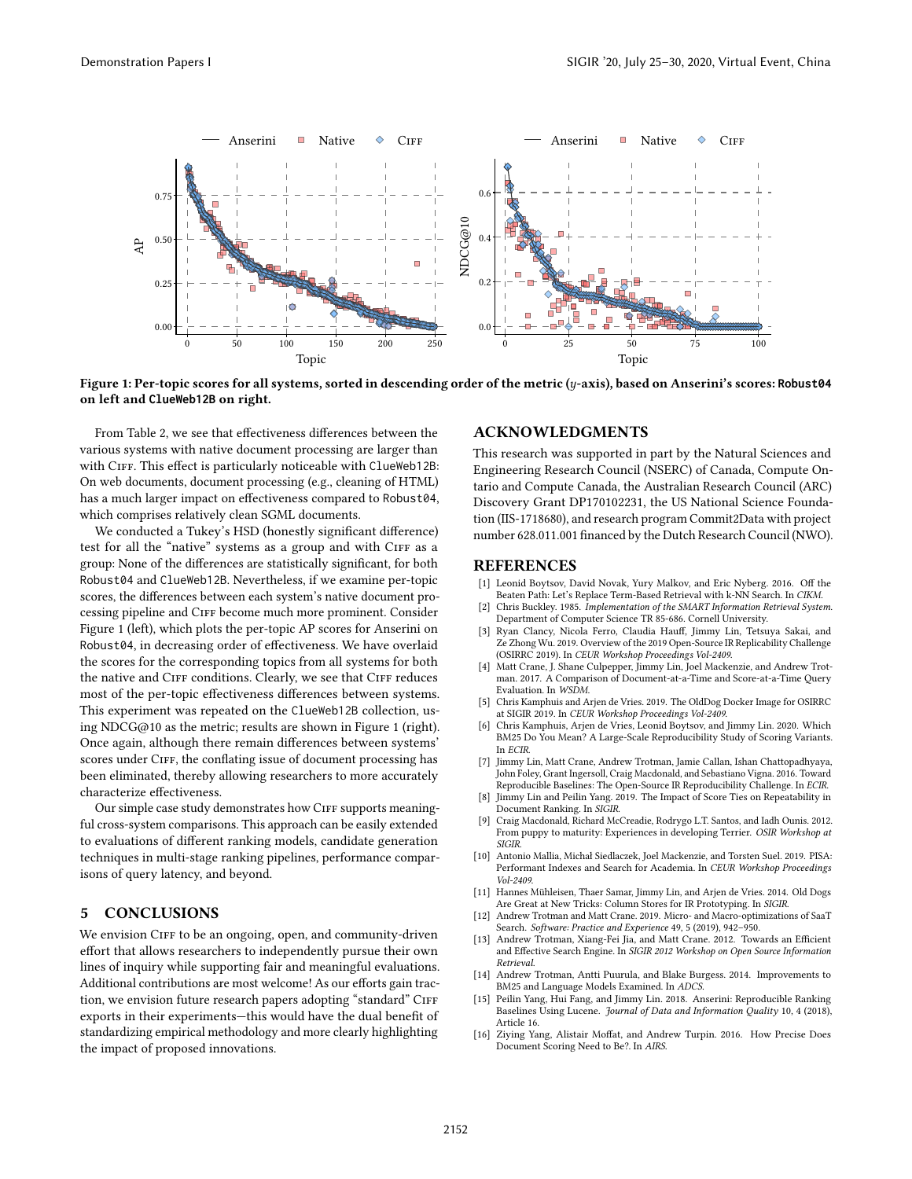Anserini Native Ciff

AP

0.75
0.50
0.25
0.00

0 50 100 150 200 250

Topic

Anserini Native Ciff

NDCG@10

0.6
0.4
0.2
0.0

0 25 50 75 100

Topic

**Figure 1: Per-topic scores for all systems, sorted in descending order of the metric ($y$-axis), based on Anserini's scores: Robust04 on left and ClueWeb12B on right.**

From Table 2, we see that effectiveness differences between the various systems with native document processing are larger than with Ciff. This effect is particularly noticeable with ClueWeb12B: On web documents, document processing (e.g., cleaning of HTML) has a much larger impact on effectiveness compared to Robust04, which comprises relatively clean SGML documents.

We conducted a Tukey's HSD (honestly significant difference) test for all the "native" systems as a group and with Ciff as a group: None of the differences are statistically significant, for both Robust04 and ClueWeb12B. Nevertheless, if we examine per-topic scores, the differences between each system's native document processing pipeline and Ciff become much more prominent. Consider Figure 1 (left), which plots the per-topic AP scores for Anserini on Robust04, in decreasing order of effectiveness. We have overlaid the scores for the corresponding topics from all systems for both the native and Ciff conditions. Clearly, we see that Ciff reduces most of the per-topic effectiveness differences between systems. This experiment was repeated on the ClueWeb12B collection, using NDCG@10 as the metric; results are shown in Figure 1 (right). Once again, although there remain differences between systems' scores under Ciff, the conflating issue of document processing has been eliminated, thereby allowing researchers to more accurately characterize effectiveness.

Our simple case study demonstrates how Ciff supports meaningful cross-system comparisons. This approach can be easily extended to evaluations of different ranking models, candidate generation techniques in multi-stage ranking pipelines, performance comparisons of query latency, and beyond.

## 5 CONCLUSIONS

We envision Ciff to be an ongoing, open, and community-driven effort that allows researchers to independently pursue their own lines of inquiry while supporting fair and meaningful evaluations. Additional contributions are most welcome! As our efforts gain traction, we envision future research papers adopting "standard" Ciff exports in their experiments—this would have the dual benefit of standardizing empirical methodology and more clearly highlighting the impact of proposed innovations.

## ACKNOWLEDGMENTS

This research was supported in part by the Natural Sciences and Engineering Research Council (NSERC) of Canada, Compute Ontario and Compute Canada, the Australian Research Council (ARC) Discovery Grant DP170102231, the US National Science Foundation (IIS-1718680), and research program Commit2Data with project number 628.011.001 financed by the Dutch Research Council (NWO).

## REFERENCES

[1] Leonid Boytsov, David Novak, Yury Malkov, and Eric Nyberg. 2016. Off the Beaten Path: Let's Replace Term-Based Retrieval with k-NN Search. In *CIKM*.

[2] Chris Buckley. 1985. *Implementation of the SMART Information Retrieval System.* Department of Computer Science TR 85-686. Cornell University.

[3] Ryan Clancy, Nicola Ferro, Claudia Hauff, Jimmy Lin, Tetsuya Sakai, and Ze Zhong Wu. 2019. Overview of the 2019 Open-Source IR Replicability Challenge (OSIRRC 2019). In *CEUR Workshop Proceedings Vol-2409.*

[4] Matt Crane, J. Shane Culpepper, Jimmy Lin, Joel Mackenzie, and Andrew Trotman. 2017. A Comparison of Document-at-a-Time and Score-at-a-Time Query Evaluation. In *WSDM.*

[5] Chris Kamphuis and Arjen de Vries. 2019. The OldDog Docker Image for OSIRRC at SIGIR 2019. In *CEUR Workshop Proceedings Vol-2409.*

[6] Chris Kamphuis, Arjen de Vries, Leonid Boytsov, and Jimmy Lin. 2020. Which BM25 Do You Mean? A Large-Scale Reproducibility Study of Scoring Variants. In *ECIR.*

[7] Jimmy Lin, Matt Crane, Andrew Trotman, Jamie Callan, Ishan Chattopadhyaya, John Foley, Grant Ingersoll, Craig Macdonald, and Sebastiano Vigna. 2016. Toward Reproducible Baselines: The Open-Source IR Reproducibility Challenge. In *ECIR.*

[8] Jimmy Lin and Peilin Yang. 2019. The Impact of Score Ties on Repeatability in Document Ranking. In *SIGIR.*

[9] Craig Macdonald, Richard McCreadie, Rodrygo L.T. Santos, and Iadh Ounis. 2012. From puppy to maturity: Experiences in developing Terrier. *OSIR Workshop at SIGIR.*

[10] Antonio Mallia, Michał Siedlaczek, Joel Mackenzie, and Torsten Suel. 2019. PISA: Performant Indexes and Search for Academia. In *CEUR Workshop Proceedings Vol-2409.*

[11] Hannes Mühleisen, Thaer Samar, Jimmy Lin, and Arjen de Vries. 2014. Old Dogs Are Great at New Tricks: Column Stores for IR Prototyping. In *SIGIR.*

[12] Andrew Trotman and Matt Crane. 2019. Micro- and Macro-optimizations of SaaT Search. *Software: Practice and Experience* 49, 5 (2019), 942–950.

[13] Andrew Trotman, Xiang-Fei Jia, and Matt Crane. 2012. Towards an Efficient and Effective Search Engine. In *SIGIR 2012 Workshop on Open Source Information Retrieval.*

[14] Andrew Trotman, Antti Puurula, and Blake Burgess. 2014. Improvements to BM25 and Language Models Examined. In *ADCS.*

[15] Peilin Yang, Hui Fang, and Jimmy Lin. 2018. Anserini: Reproducible Ranking Baselines Using Lucene. *Journal of Data and Information Quality* 10, 4 (2018), Article 16.

[16] Ziying Yang, Alistair Moffat, and Andrew Turpin. 2016. How Precise Does Document Scoring Need to Be?. In *AIRS.*